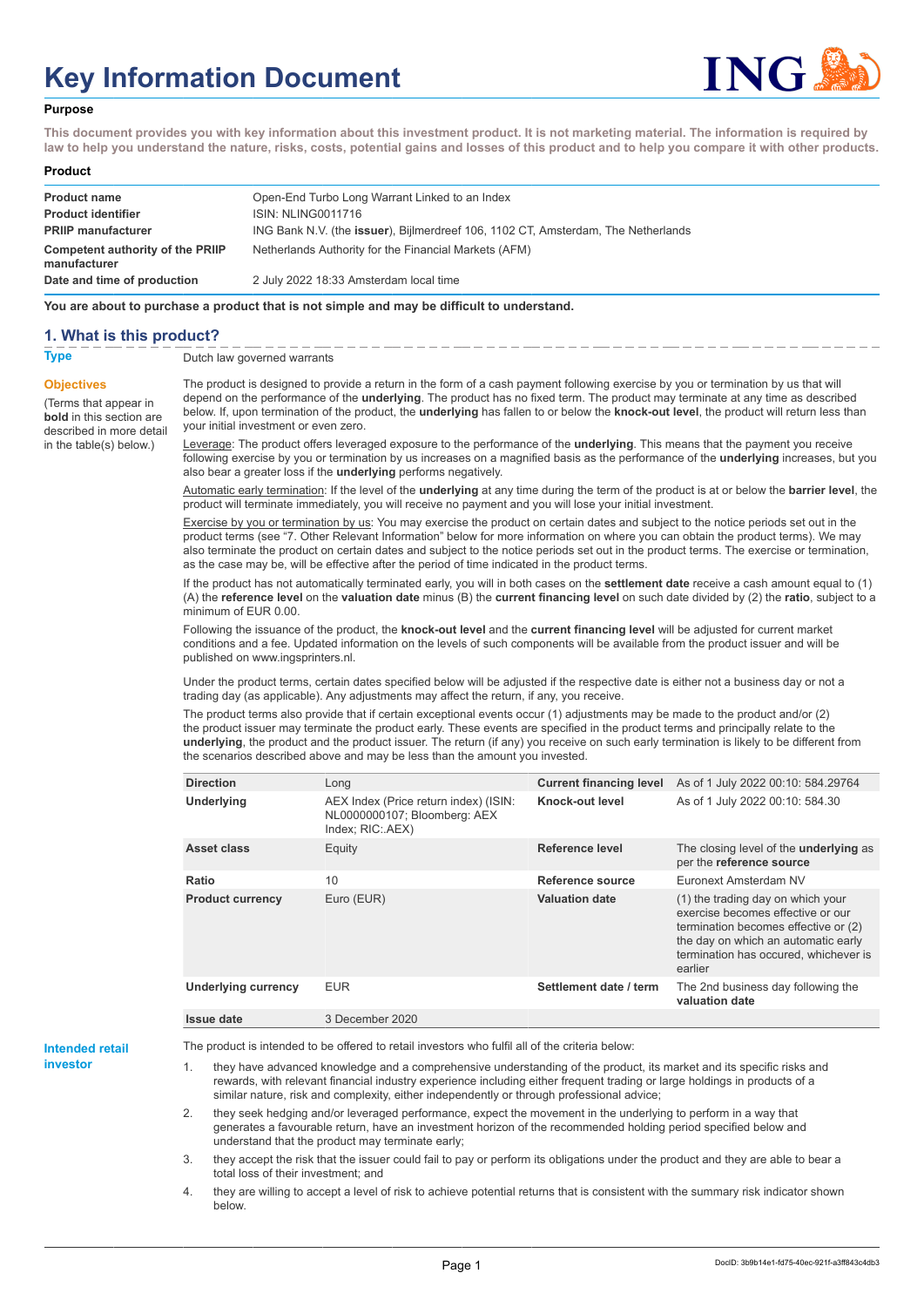# Key Information Document

**Purpose**

**This document provides you with key information about this investment product. It is not marketing material. The information is required by law to help you understand the nature, risks, costs, potential gains and losses of this product and to help you compare it with other products.**

**Product**

| | |
|---|---|
| **Product name** | Open-End Turbo Long Warrant Linked to an Index |
| **Product identifier** | ISIN: NLING0011716 |
| **PRIIP manufacturer** | ING Bank N.V. (the **issuer**), Bijlmerdreef 106, 1102 CT, Amsterdam, The Netherlands |
| **Competent authority of the PRIIP manufacturer** | Netherlands Authority for the Financial Markets (AFM) |
| **Date and time of production** | 2 July 2022 18:33 Amsterdam local time |

**You are about to purchase a product that is not simple and may be difficult to understand.**

## 1. What is this product?

**Type**

Dutch law governed warrants

**Objectives**

(Terms that appear in **bold** in this section are described in more detail in the table(s) below.)

The product is designed to provide a return in the form of a cash payment following exercise by you or termination by us that will depend on the performance of the **underlying**. The product has no fixed term. The product may terminate at any time as described below. If, upon termination of the product, the **underlying** has fallen to or below the **knock-out level**, the product will return less than your initial investment or even zero.

Leverage: The product offers leveraged exposure to the performance of the **underlying**. This means that the payment you receive following exercise by you or termination by us increases on a magnified basis as the performance of the **underlying** increases, but you also bear a greater loss if the **underlying** performs negatively.

Automatic early termination: If the level of the **underlying** at any time during the term of the product is at or below the **barrier level**, the product will terminate immediately, you will receive no payment and you will lose your initial investment.

Exercise by you or termination by us: You may exercise the product on certain dates and subject to the notice periods set out in the product terms (see "7. Other Relevant Information" below for more information on where you can obtain the product terms). We may also terminate the product on certain dates and subject to the notice periods set out in the product terms. The exercise or termination, as the case may be, will be effective after the period of time indicated in the product terms.

If the product has not automatically terminated early, you will in both cases on the **settlement date** receive a cash amount equal to (1) (A) the **reference level** on the **valuation date** minus (B) the **current financing level** on such date divided by (2) the **ratio**, subject to a minimum of EUR 0.00.

Following the issuance of the product, the **knock-out level** and the **current financing level** will be adjusted for current market conditions and a fee. Updated information on the levels of such components will be available from the product issuer and will be published on www.ingsprinters.nl.

Under the product terms, certain dates specified below will be adjusted if the respective date is either not a business day or not a trading day (as applicable). Any adjustments may affect the return, if any, you receive.

The product terms also provide that if certain exceptional events occur (1) adjustments may be made to the product and/or (2) the product issuer may terminate the product early. These events are specified in the product terms and principally relate to the **underlying**, the product and the product issuer. The return (if any) you receive on such early termination is likely to be different from the scenarios described above and may be less than the amount you invested.

| | | | |
|---|---|---|---|
| **Direction** | Long | **Current financing level** | As of 1 July 2022 00:10: 584.29764 |
| **Underlying** | AEX Index (Price return index) (ISIN: NL0000000107; Bloomberg: AEX Index; RIC:.AEX) | **Knock-out level** | As of 1 July 2022 00:10: 584.30 |
| **Asset class** | Equity | **Reference level** | The closing level of the **underlying** as per the **reference source** |
| **Ratio** | 10 | **Reference source** | Euronext Amsterdam NV |
| **Product currency** | Euro (EUR) | **Valuation date** | (1) the trading day on which your exercise becomes effective or our termination becomes effective or (2) the day on which an automatic early termination has occured, whichever is earlier |
| **Underlying currency** | EUR | **Settlement date / term** | The 2nd business day following the **valuation date** |
| **Issue date** | 3 December 2020 | | |

**Intended retail investor**

The product is intended to be offered to retail investors who fulfil all of the criteria below:

1. they have advanced knowledge and a comprehensive understanding of the product, its market and its specific risks and rewards, with relevant financial industry experience including either frequent trading or large holdings in products of a similar nature, risk and complexity, either independently or through professional advice;
2. they seek hedging and/or leveraged performance, expect the movement in the underlying to perform in a way that generates a favourable return, have an investment horizon of the recommended holding period specified below and understand that the product may terminate early;
3. they accept the risk that the issuer could fail to pay or perform its obligations under the product and they are able to bear a total loss of their investment; and
4. they are willing to accept a level of risk to achieve potential returns that is consistent with the summary risk indicator shown below.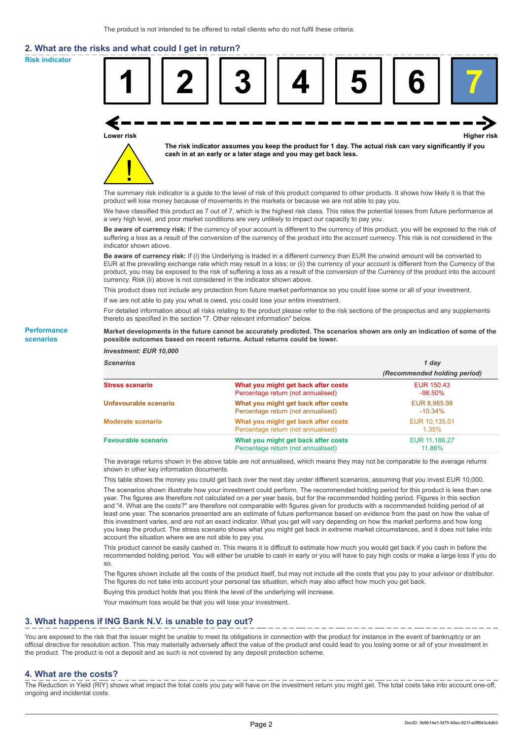The product is not intended to be offered to retail clients who do not fulfil these criteria.

## 2. What are the risks and what could I get in return?

**Risk indicator**

| 1 | 2 | 3 | 4 | 5 | 6 | **7** |
|---|---|---|---|---|---|---|

Lower risk — Higher risk

**The risk indicator assumes you keep the product for 1 day. The actual risk can vary significantly if you cash in at an early or a later stage and you may get back less.**

The summary risk indicator is a guide to the level of risk of this product compared to other products. It shows how likely it is that the product will lose money because of movements in the markets or because we are not able to pay you.

We have classified this product as 7 out of 7, which is the highest risk class. This rates the potential losses from future performance at a very high level, and poor market conditions are very unlikely to impact our capacity to pay you.

**Be aware of currency risk:** If the currency of your account is different to the currency of this product, you will be exposed to the risk of suffering a loss as a result of the conversion of the currency of the product into the account currency. This risk is not considered in the indicator shown above.

**Be aware of currency risk:** If (i) the Underlying is traded in a different currency than EUR the unwind amount will be converted to EUR at the prevailing exchange rate which may result in a loss; or (ii) the currency of your account is different from the Currency of the product, you may be exposed to the risk of suffering a loss as a result of the conversion of the Currency of the product into the account currency. Risk (ii) above is not considered in the indicator shown above.

This product does not include any protection from future market performance so you could lose some or all of your investment.

If we are not able to pay you what is owed, you could lose your entire investment.

For detailed information about all risks relating to the product please refer to the risk sections of the prospectus and any supplements thereto as specified in the section "7. Other relevant information" below.

**Performance scenarios**

**Market developments in the future cannot be accurately predicted. The scenarios shown are only an indication of some of the possible outcomes based on recent returns. Actual returns could be lower.**

*Investment: EUR 10,000*

| *Scenarios* | | *1 day (Recommended holding period)* |
|---|---|---|
| **Stress scenario** | **What you might get back after costs** | EUR 150.43 |
| | Percentage return (not annualised) | -98.50% |
| **Unfavourable scenario** | **What you might get back after costs** | EUR 8,965.98 |
| | Percentage return (not annualised) | -10.34% |
| **Moderate scenario** | **What you might get back after costs** | EUR 10,135.01 |
| | Percentage return (not annualised) | 1.35% |
| **Favourable scenario** | **What you might get back after costs** | EUR 11,186.27 |
| | Percentage return (not annualised) | 11.86% |

The average returns shown in the above table are not annualised, which means they may not be comparable to the average returns shown in other key information documents.

This table shows the money you could get back over the next day under different scenarios, assuming that you invest EUR 10,000.

The scenarios shown illustrate how your investment could perform. The recommended holding period for this product is less than one year. The figures are therefore not calculated on a per year basis, but for the recommended holding period. Figures in this section and "4. What are the costs?" are therefore not comparable with figures given for products with a recommended holding period of at least one year. The scenarios presented are an estimate of future performance based on evidence from the past on how the value of this investment varies, and are not an exact indicator. What you get will vary depending on how the market performs and how long you keep the product. The stress scenario shows what you might get back in extreme market circumstances, and it does not take into account the situation where we are not able to pay you.

This product cannot be easily cashed in. This means it is difficult to estimate how much you would get back if you cash in before the recommended holding period. You will either be unable to cash in early or you will have to pay high costs or make a large loss if you do so.

The figures shown include all the costs of the product itself, but may not include all the costs that you pay to your advisor or distributor. The figures do not take into account your personal tax situation, which may also affect how much you get back.

Buying this product holds that you think the level of the underlying will increase.

Your maximum loss would be that you will lose your investment.

## 3. What happens if ING Bank N.V. is unable to pay out?

You are exposed to the risk that the issuer might be unable to meet its obligations in connection with the product for instance in the event of bankruptcy or an official directive for resolution action. This may materially adversely affect the value of the product and could lead to you losing some or all of your investment in the product. The product is not a deposit and as such is not covered by any deposit protection scheme.

## 4. What are the costs?

The Reduction in Yield (RIY) shows what impact the total costs you pay will have on the investment return you might get. The total costs take into account one-off, ongoing and incidental costs.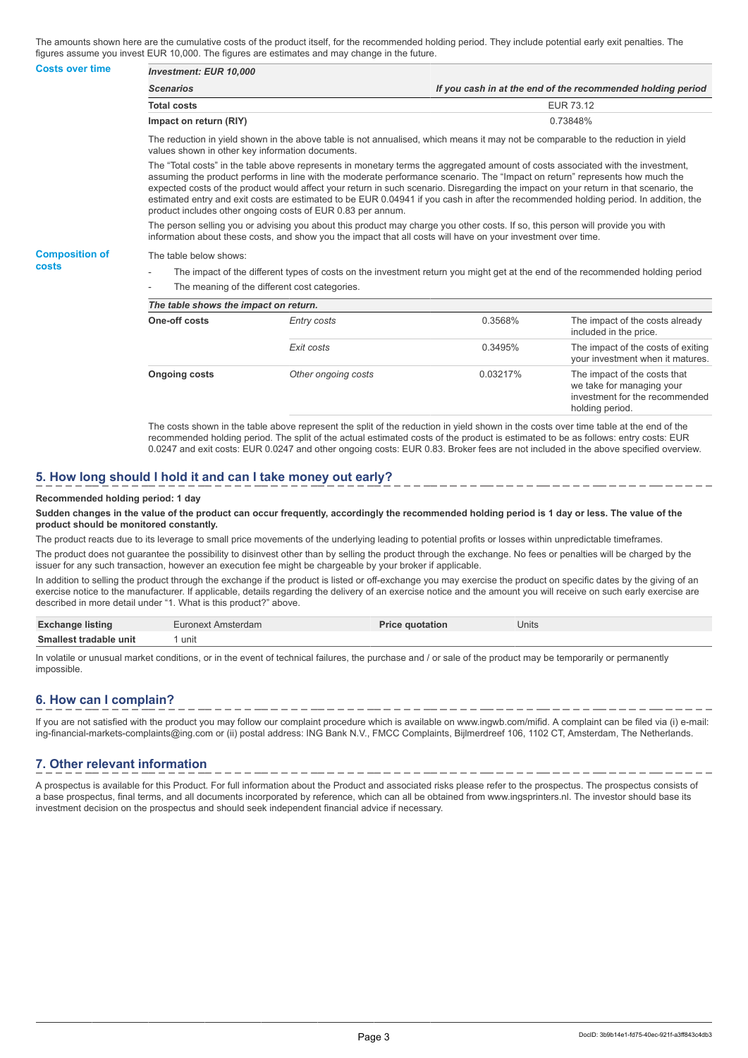The amounts shown here are the cumulative costs of the product itself, for the recommended holding period. They include potential early exit penalties. The figures assume you invest EUR 10,000. The figures are estimates and may change in the future.

**Costs over time**

| *Investment: EUR 10,000* | |
|---|---|
| ***Scenarios*** | ***If you cash in at the end of the recommended holding period*** |
| **Total costs** | EUR 73.12 |
| **Impact on return (RIY)** | 0.73848% |

The reduction in yield shown in the above table is not annualised, which means it may not be comparable to the reduction in yield values shown in other key information documents.

The "Total costs" in the table above represents in monetary terms the aggregated amount of costs associated with the investment, assuming the product performs in line with the moderate performance scenario. The "Impact on return" represents how much the expected costs of the product would affect your return in such scenario. Disregarding the impact on your return in that scenario, the estimated entry and exit costs are estimated to be EUR 0.04941 if you cash in after the recommended holding period. In addition, the product includes other ongoing costs of EUR 0.83 per annum.

The person selling you or advising you about this product may charge you other costs. If so, this person will provide you with information about these costs, and show you the impact that all costs will have on your investment over time.

**Composition of costs**

The table below shows:

- The impact of the different types of costs on the investment return you might get at the end of the recommended holding period
- The meaning of the different cost categories.

| *The table shows the impact on return.* | | | |
|---|---|---|---|
| **One-off costs** | *Entry costs* | 0.3568% | The impact of the costs already included in the price. |
| | *Exit costs* | 0.3495% | The impact of the costs of exiting your investment when it matures. |
| **Ongoing costs** | *Other ongoing costs* | 0.03217% | The impact of the costs that we take for managing your investment for the recommended holding period. |

The costs shown in the table above represent the split of the reduction in yield shown in the costs over time table at the end of the recommended holding period. The split of the actual estimated costs of the product is estimated to be as follows: entry costs: EUR 0.0247 and exit costs: EUR 0.0247 and other ongoing costs: EUR 0.83. Broker fees are not included in the above specified overview.

## 5. How long should I hold it and can I take money out early?

**Recommended holding period: 1 day**

**Sudden changes in the value of the product can occur frequently, accordingly the recommended holding period is 1 day or less. The value of the product should be monitored constantly.**

The product reacts due to its leverage to small price movements of the underlying leading to potential profits or losses within unpredictable timeframes.

The product does not guarantee the possibility to disinvest other than by selling the product through the exchange. No fees or penalties will be charged by the issuer for any such transaction, however an execution fee might be chargeable by your broker if applicable.

In addition to selling the product through the exchange if the product is listed or off-exchange you may exercise the product on specific dates by the giving of an exercise notice to the manufacturer. If applicable, details regarding the delivery of an exercise notice and the amount you will receive on such early exercise are described in more detail under "1. What is this product?" above.

| | | | |
|---|---|---|---|
| **Exchange listing** | Euronext Amsterdam | **Price quotation** | Units |
| **Smallest tradable unit** | 1 unit | | |

In volatile or unusual market conditions, or in the event of technical failures, the purchase and / or sale of the product may be temporarily or permanently impossible.

## 6. How can I complain?

If you are not satisfied with the product you may follow our complaint procedure which is available on www.ingwb.com/mifid. A complaint can be filed via (i) e-mail: ing-financial-markets-complaints@ing.com or (ii) postal address: ING Bank N.V., FMCC Complaints, Bijlmerdreef 106, 1102 CT, Amsterdam, The Netherlands.

## 7. Other relevant information

A prospectus is available for this Product. For full information about the Product and associated risks please refer to the prospectus. The prospectus consists of a base prospectus, final terms, and all documents incorporated by reference, which can all be obtained from www.ingsprinters.nl. The investor should base its investment decision on the prospectus and should seek independent financial advice if necessary.